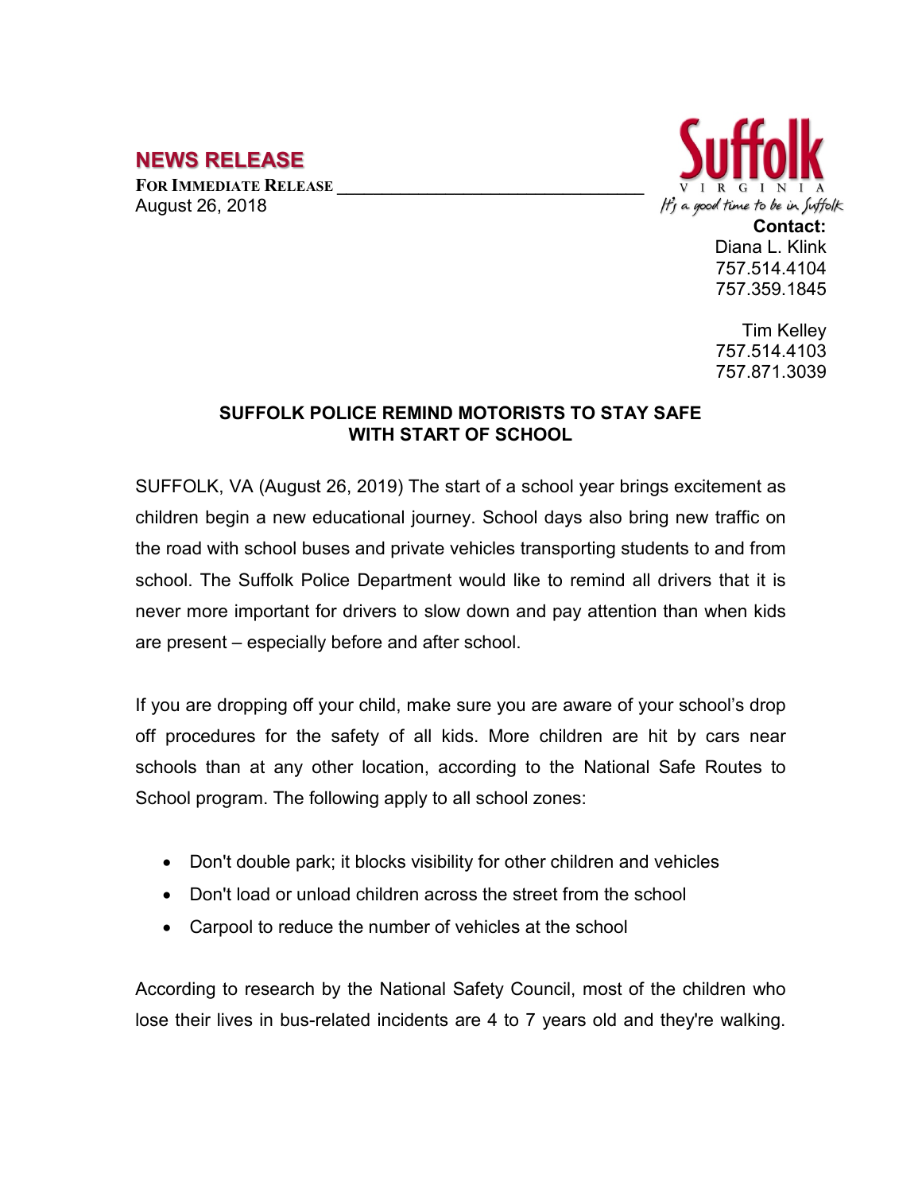## NEWS RELEASE

**FOR IMMEDIATE RELEASE** ________________________________
August 26, 2018

Suffolk
VIRGINIA
It's a good time to be in Suffolk

**Contact:**
Diana L. Klink
757.514.4104
757.359.1845

Tim Kelley
757.514.4103
757.871.3039

**SUFFOLK POLICE REMIND MOTORISTS TO STAY SAFE WITH START OF SCHOOL**

SUFFOLK, VA (August 26, 2019) The start of a school year brings excitement as children begin a new educational journey. School days also bring new traffic on the road with school buses and private vehicles transporting students to and from school. The Suffolk Police Department would like to remind all drivers that it is never more important for drivers to slow down and pay attention than when kids are present – especially before and after school.

If you are dropping off your child, make sure you are aware of your school's drop off procedures for the safety of all kids. More children are hit by cars near schools than at any other location, according to the National Safe Routes to School program. The following apply to all school zones:

- Don't double park; it blocks visibility for other children and vehicles
- Don't load or unload children across the street from the school
- Carpool to reduce the number of vehicles at the school

According to research by the National Safety Council, most of the children who lose their lives in bus-related incidents are 4 to 7 years old and they're walking.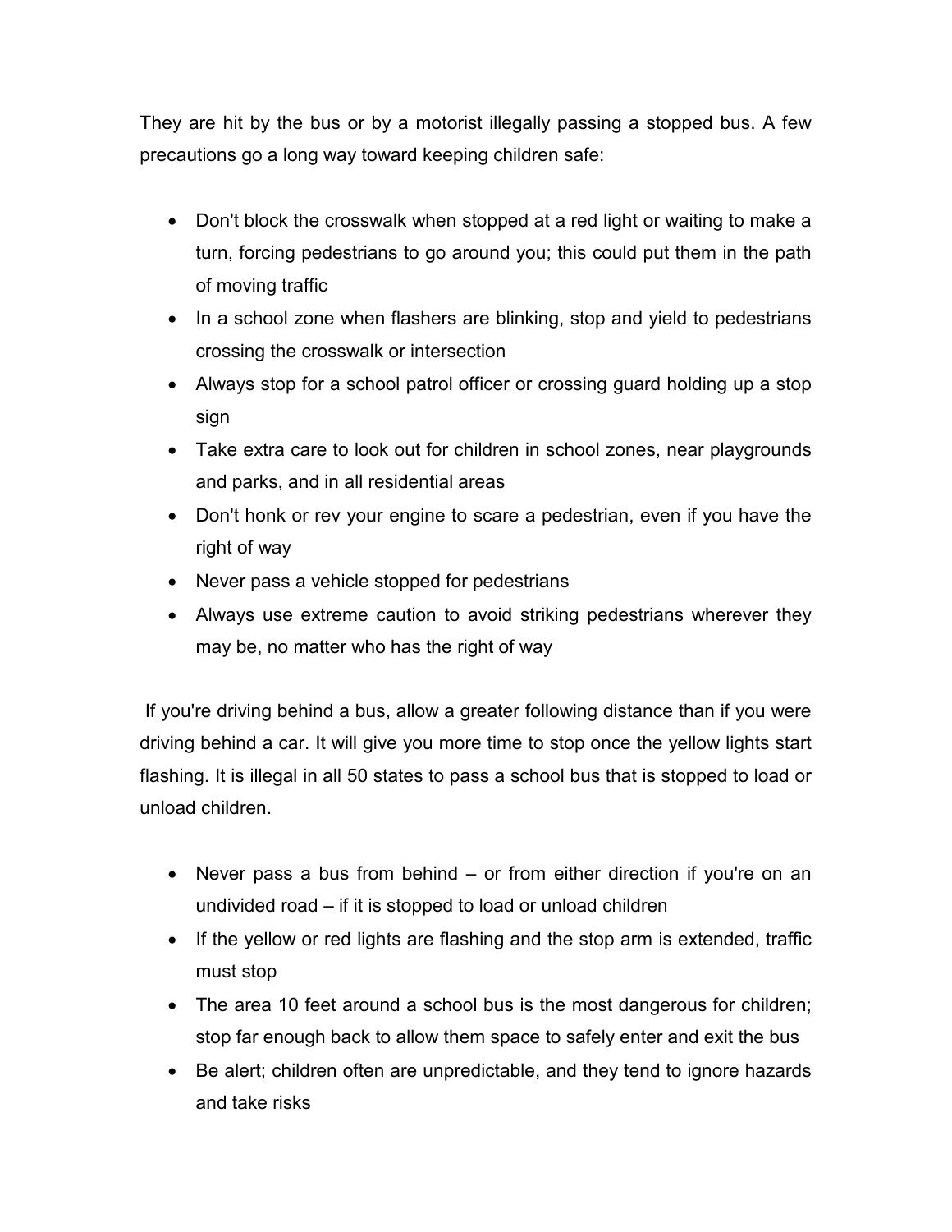They are hit by the bus or by a motorist illegally passing a stopped bus. A few precautions go a long way toward keeping children safe:

- Don't block the crosswalk when stopped at a red light or waiting to make a turn, forcing pedestrians to go around you; this could put them in the path of moving traffic
- In a school zone when flashers are blinking, stop and yield to pedestrians crossing the crosswalk or intersection
- Always stop for a school patrol officer or crossing guard holding up a stop sign
- Take extra care to look out for children in school zones, near playgrounds and parks, and in all residential areas
- Don't honk or rev your engine to scare a pedestrian, even if you have the right of way
- Never pass a vehicle stopped for pedestrians
- Always use extreme caution to avoid striking pedestrians wherever they may be, no matter who has the right of way

If you're driving behind a bus, allow a greater following distance than if you were driving behind a car. It will give you more time to stop once the yellow lights start flashing. It is illegal in all 50 states to pass a school bus that is stopped to load or unload children.

- Never pass a bus from behind – or from either direction if you're on an undivided road – if it is stopped to load or unload children
- If the yellow or red lights are flashing and the stop arm is extended, traffic must stop
- The area 10 feet around a school bus is the most dangerous for children; stop far enough back to allow them space to safely enter and exit the bus
- Be alert; children often are unpredictable, and they tend to ignore hazards and take risks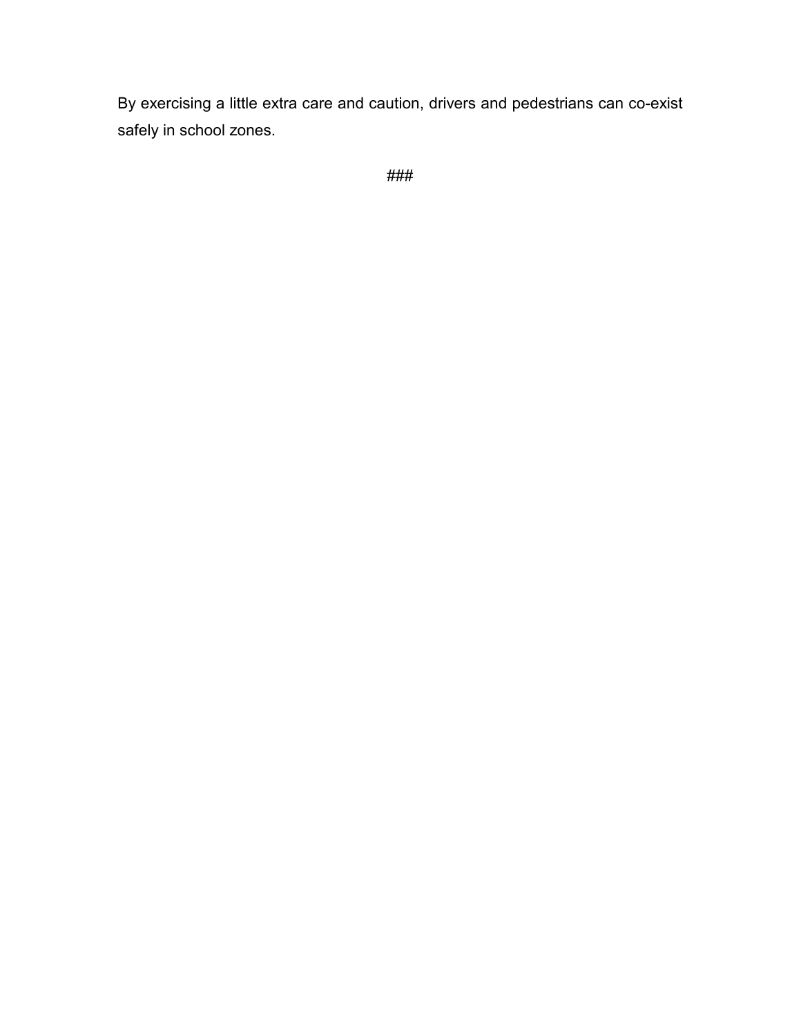By exercising a little extra care and caution, drivers and pedestrians can co-exist safely in school zones.

###